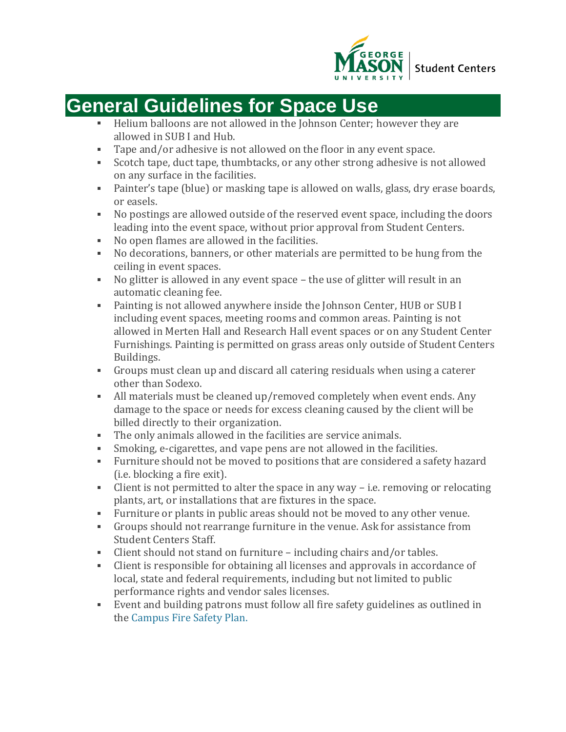George Mason University | Student Centers

# General Guidelines for Space Use

- Helium balloons are not allowed in the Johnson Center; however they are allowed in SUB I and Hub.
- Tape and/or adhesive is not allowed on the floor in any event space.
- Scotch tape, duct tape, thumbtacks, or any other strong adhesive is not allowed on any surface in the facilities.
- Painter's tape (blue) or masking tape is allowed on walls, glass, dry erase boards, or easels.
- No postings are allowed outside of the reserved event space, including the doors leading into the event space, without prior approval from Student Centers.
- No open flames are allowed in the facilities.
- No decorations, banners, or other materials are permitted to be hung from the ceiling in event spaces.
- No glitter is allowed in any event space – the use of glitter will result in an automatic cleaning fee.
- Painting is not allowed anywhere inside the Johnson Center, HUB or SUB I including event spaces, meeting rooms and common areas. Painting is not allowed in Merten Hall and Research Hall event spaces or on any Student Center Furnishings. Painting is permitted on grass areas only outside of Student Centers Buildings.
- Groups must clean up and discard all catering residuals when using a caterer other than Sodexo.
- All materials must be cleaned up/removed completely when event ends. Any damage to the space or needs for excess cleaning caused by the client will be billed directly to their organization.
- The only animals allowed in the facilities are service animals.
- Smoking, e-cigarettes, and vape pens are not allowed in the facilities.
- Furniture should not be moved to positions that are considered a safety hazard (i.e. blocking a fire exit).
- Client is not permitted to alter the space in any way – i.e. removing or relocating plants, art, or installations that are fixtures in the space.
- Furniture or plants in public areas should not be moved to any other venue.
- Groups should not rearrange furniture in the venue. Ask for assistance from Student Centers Staff.
- Client should not stand on furniture – including chairs and/or tables.
- Client is responsible for obtaining all licenses and approvals in accordance of local, state and federal requirements, including but not limited to public performance rights and vendor sales licenses.
- Event and building patrons must follow all fire safety guidelines as outlined in the Campus Fire Safety Plan.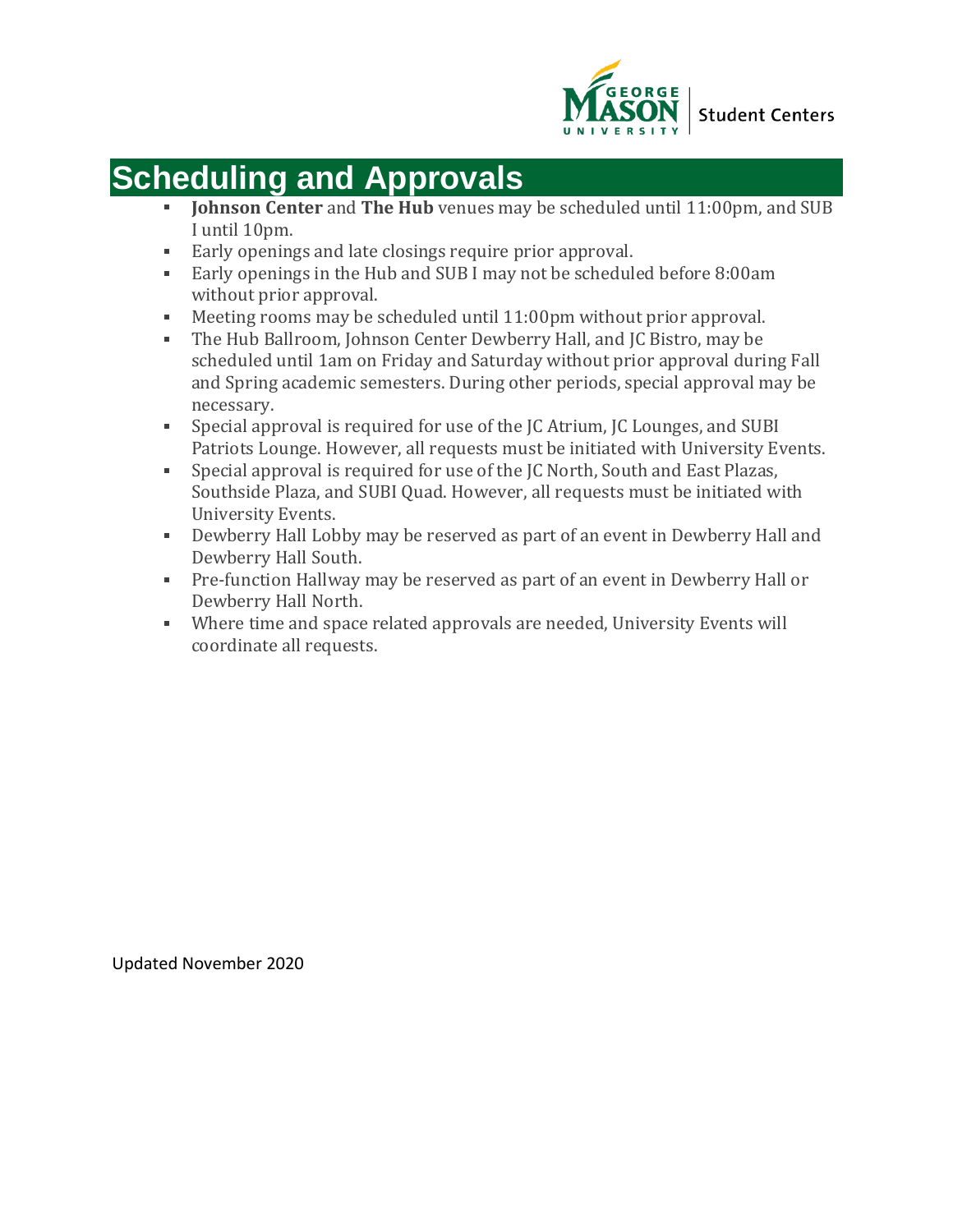# Scheduling and Approvals

- **Johnson Center** and **The Hub** venues may be scheduled until 11:00pm, and SUB I until 10pm.
- Early openings and late closings require prior approval.
- Early openings in the Hub and SUB I may not be scheduled before 8:00am without prior approval.
- Meeting rooms may be scheduled until 11:00pm without prior approval.
- The Hub Ballroom, Johnson Center Dewberry Hall, and JC Bistro, may be scheduled until 1am on Friday and Saturday without prior approval during Fall and Spring academic semesters. During other periods, special approval may be necessary.
- Special approval is required for use of the JC Atrium, JC Lounges, and SUBI Patriots Lounge. However, all requests must be initiated with University Events.
- Special approval is required for use of the JC North, South and East Plazas, Southside Plaza, and SUBI Quad. However, all requests must be initiated with University Events.
- Dewberry Hall Lobby may be reserved as part of an event in Dewberry Hall and Dewberry Hall South.
- Pre-function Hallway may be reserved as part of an event in Dewberry Hall or Dewberry Hall North.
- Where time and space related approvals are needed, University Events will coordinate all requests.

Updated November 2020